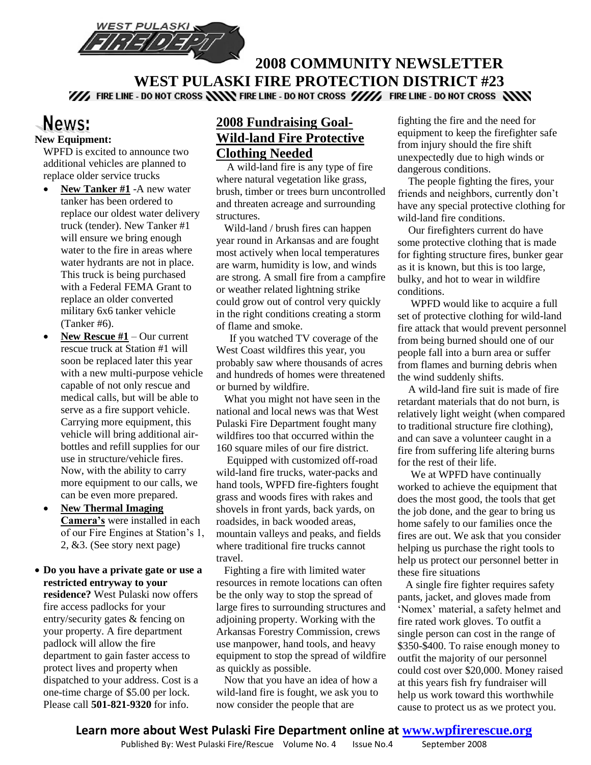# 2008 COMMUNITY NEWSLETTER

# WEST PULASKI FIRE PROTECTION DISTRICT #23

FIRE LINE - DO NOT CROSS FIRE LINE - DO NOT CROSS FIRE LINE - DO NOT CROSS

## News:

**New Equipment:**

WPFD is excited to announce two additional vehicles are planned to replace older service trucks

- **New Tanker #1** -A new water tanker has been ordered to replace our oldest water delivery truck (tender). New Tanker #1 will ensure we bring enough water to the fire in areas where water hydrants are not in place. This truck is being purchased with a Federal FEMA Grant to replace an older converted military 6x6 tanker vehicle (Tanker #6).
- **New Rescue #1** – Our current rescue truck at Station #1 will soon be replaced later this year with a new multi-purpose vehicle capable of not only rescue and medical calls, but will be able to serve as a fire support vehicle. Carrying more equipment, this vehicle will bring additional air-bottles and refill supplies for our use in structure/vehicle fires. Now, with the ability to carry more equipment to our calls, we can be even more prepared.
- **New Thermal Imaging Camera's** were installed in each of our Fire Engines at Station's 1, 2, &3. (See story next page)

- **Do you have a private gate or use a restricted entryway to your residence?** West Pulaski now offers fire access padlocks for your entry/security gates & fencing on your property. A fire department padlock will allow the fire department to gain faster access to protect lives and property when dispatched to your address. Cost is a one-time charge of $5.00 per lock. Please call **501-821-9320** for info.

## 2008 Fundraising Goal- Wild-land Fire Protective Clothing Needed

A wild-land fire is any type of fire where natural vegetation like grass, brush, timber or trees burn uncontrolled and threaten acreage and surrounding structures.

Wild-land / brush fires can happen year round in Arkansas and are fought most actively when local temperatures are warm, humidity is low, and winds are strong. A small fire from a campfire or weather related lightning strike could grow out of control very quickly in the right conditions creating a storm of flame and smoke.

If you watched TV coverage of the West Coast wildfires this year, you probably saw where thousands of acres and hundreds of homes were threatened or burned by wildfire.

What you might not have seen in the national and local news was that West Pulaski Fire Department fought many wildfires too that occurred within the 160 square miles of our fire district.

Equipped with customized off-road wild-land fire trucks, water-packs and hand tools, WPFD fire-fighters fought grass and woods fires with rakes and shovels in front yards, back yards, on roadsides, in back wooded areas, mountain valleys and peaks, and fields where traditional fire trucks cannot travel.

Fighting a fire with limited water resources in remote locations can often be the only way to stop the spread of large fires to surrounding structures and adjoining property. Working with the Arkansas Forestry Commission, crews use manpower, hand tools, and heavy equipment to stop the spread of wildfire as quickly as possible.

Now that you have an idea of how a wild-land fire is fought, we ask you to now consider the people that are fighting the fire and the need for equipment to keep the firefighter safe from injury should the fire shift unexpectedly due to high winds or dangerous conditions.

The people fighting the fires, your friends and neighbors, currently don't have any special protective clothing for wild-land fire conditions.

Our firefighters current do have some protective clothing that is made for fighting structure fires, bunker gear as it is known, but this is too large, bulky, and hot to wear in wildfire conditions.

WPFD would like to acquire a full set of protective clothing for wild-land fire attack that would prevent personnel from being burned should one of our people fall into a burn area or suffer from flames and burning debris when the wind suddenly shifts.

A wild-land fire suit is made of fire retardant materials that do not burn, is relatively light weight (when compared to traditional structure fire clothing), and can save a volunteer caught in a fire from suffering life altering burns for the rest of their life.

We at WPFD have continually worked to achieve the equipment that does the most good, the tools that get the job done, and the gear to bring us home safely to our families once the fires are out. We ask that you consider helping us purchase the right tools to help us protect our personnel better in these fire situations

A single fire fighter requires safety pants, jacket, and gloves made from 'Nomex' material, a safety helmet and fire rated work gloves. To outfit a single person can cost in the range of $350-$400. To raise enough money to outfit the majority of our personnel could cost over $20,000. Money raised at this years fish fry fundraiser will help us work toward this worthwhile cause to protect us as we protect you.

**Learn more about West Pulaski Fire Department online at [www.wpfirerescue.org](www.wpfirerescue.org)**

Published By: West Pulaski Fire/Rescue Volume No. 4 Issue No.4 September 2008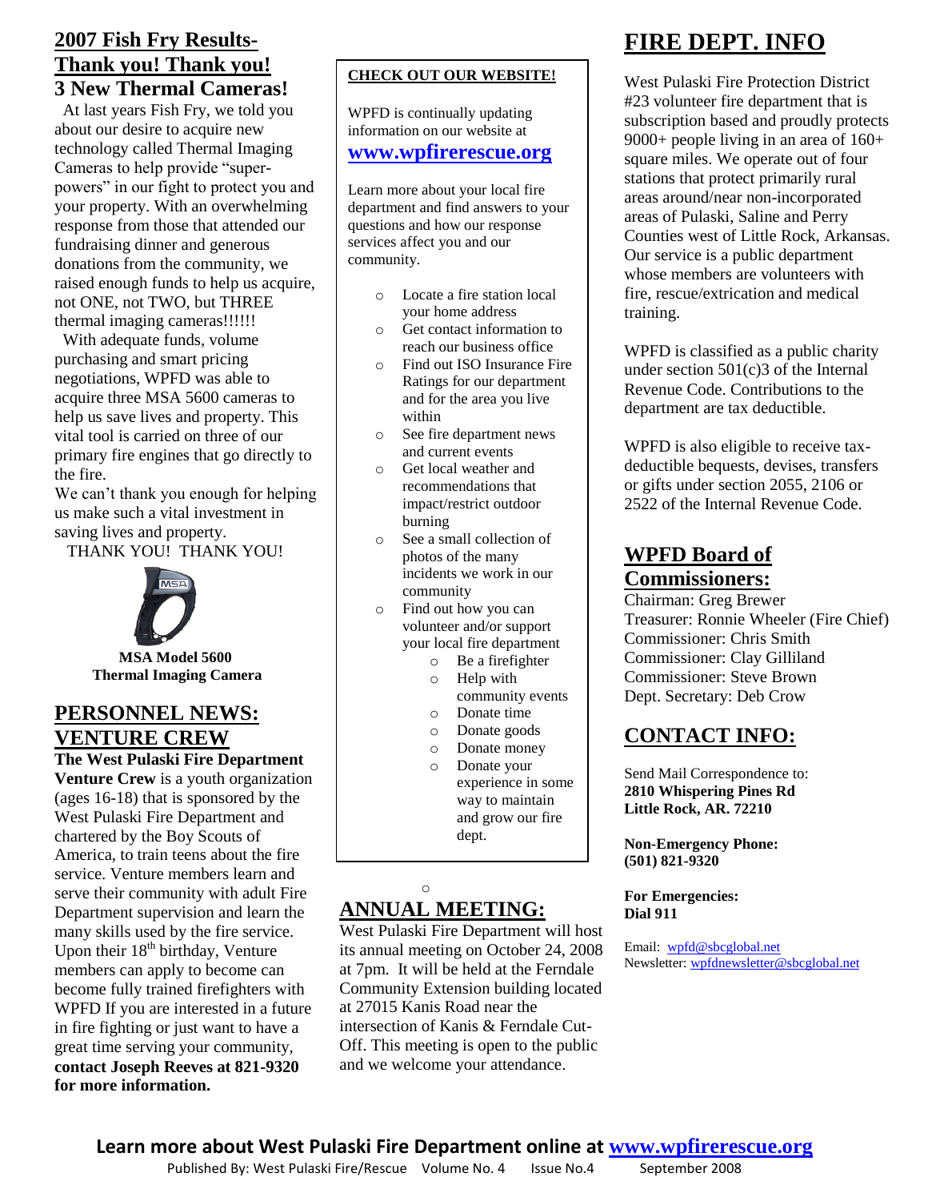## 2007 Fish Fry Results- Thank you! Thank you!

### 3 New Thermal Cameras!

At last years Fish Fry, we told you about our desire to acquire new technology called Thermal Imaging Cameras to help provide "super-powers" in our fight to protect you and your property. With an overwhelming response from those that attended our fundraising dinner and generous donations from the community, we raised enough funds to help us acquire, not ONE, not TWO, but THREE thermal imaging cameras!!!!!!

With adequate funds, volume purchasing and smart pricing negotiations, WPFD was able to acquire three MSA 5600 cameras to help us save lives and property. This vital tool is carried on three of our primary fire engines that go directly to the fire.

We can't thank you enough for helping us make such a vital investment in saving lives and property.

THANK YOU! THANK YOU!

**MSA Model 5600 Thermal Imaging Camera**

## PERSONNEL NEWS: VENTURE CREW

**The West Pulaski Fire Department Venture Crew** is a youth organization (ages 16-18) that is sponsored by the West Pulaski Fire Department and chartered by the Boy Scouts of America, to train teens about the fire service. Venture members learn and serve their community with adult Fire Department supervision and learn the many skills used by the fire service. Upon their 18th birthday, Venture members can apply to become can become fully trained firefighters with WPFD If you are interested in a future in fire fighting or just want to have a great time serving your community, **contact Joseph Reeves at 821-9320 for more information.**

**CHECK OUT OUR WEBSITE!**

WPFD is continually updating information on our website at

**www.wpfirerescue.org**

Learn more about your local fire department and find answers to your questions and how our response services affect you and our community.

- Locate a fire station local your home address
- Get contact information to reach our business office
- Find out ISO Insurance Fire Ratings for our department and for the area you live within
- See fire department news and current events
- Get local weather and recommendations that impact/restrict outdoor burning
- See a small collection of photos of the many incidents we work in our community
- Find out how you can volunteer and/or support your local fire department
  - Be a firefighter
  - Help with community events
  - Donate time
  - Donate goods
  - Donate money
  - Donate your experience in some way to maintain and grow our fire dept.

## ANNUAL MEETING:

West Pulaski Fire Department will host its annual meeting on October 24, 2008 at 7pm. It will be held at the Ferndale Community Extension building located at 27015 Kanis Road near the intersection of Kanis & Ferndale Cut-Off. This meeting is open to the public and we welcome your attendance.

## FIRE DEPT. INFO

West Pulaski Fire Protection District #23 volunteer fire department that is subscription based and proudly protects 9000+ people living in an area of 160+ square miles. We operate out of four stations that protect primarily rural areas around/near non-incorporated areas of Pulaski, Saline and Perry Counties west of Little Rock, Arkansas. Our service is a public department whose members are volunteers with fire, rescue/extrication and medical training.

WPFD is classified as a public charity under section 501(c)3 of the Internal Revenue Code. Contributions to the department are tax deductible.

WPFD is also eligible to receive tax-deductible bequests, devises, transfers or gifts under section 2055, 2106 or 2522 of the Internal Revenue Code.

## WPFD Board of Commissioners:

Chairman: Greg Brewer
Treasurer: Ronnie Wheeler (Fire Chief)
Commissioner: Chris Smith
Commissioner: Clay Gilliland
Commissioner: Steve Brown
Dept. Secretary: Deb Crow

## CONTACT INFO:

Send Mail Correspondence to:
**2810 Whispering Pines Rd**
**Little Rock, AR. 72210**

**Non-Emergency Phone:**
**(501) 821-9320**

**For Emergencies:**
**Dial 911**

Email: wpfd@sbcglobal.net
Newsletter: wpfdnewsletter@sbcglobal.net

**Learn more about West Pulaski Fire Department online at www.wpfirerescue.org**

Published By: West Pulaski Fire/Rescue Volume No. 4 Issue No.4 September 2008